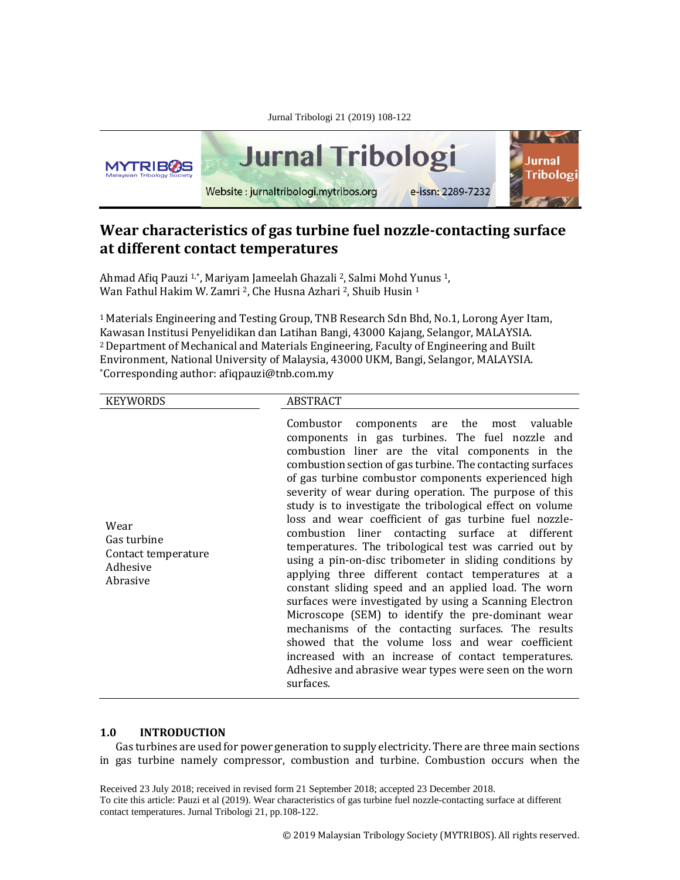# Wear characteristics of gas turbine fuel nozzle-contacting surface at different contact temperatures

Ahmad Afiq Pauzi [1,*], Mariyam Jameelah Ghazali [2], Salmi Mohd Yunus [1], Wan Fathul Hakim W. Zamri [2], Che Husna Azhari [2], Shuib Husin [1]

[1] Materials Engineering and Testing Group, TNB Research Sdn Bhd, No.1, Lorong Ayer Itam, Kawasan Institusi Penyelidikan dan Latihan Bangi, 43000 Kajang, Selangor, MALAYSIA.
[2] Department of Mechanical and Materials Engineering, Faculty of Engineering and Built Environment, National University of Malaysia, 43000 UKM, Bangi, Selangor, MALAYSIA.
*Corresponding author: afiqpauzi@tnb.com.my

**KEYWORDS**

Wear
Gas turbine
Contact temperature
Adhesive
Abrasive

**ABSTRACT**

Combustor components are the most valuable components in gas turbines. The fuel nozzle and combustion liner are the vital components in the combustion section of gas turbine. The contacting surfaces of gas turbine combustor components experienced high severity of wear during operation. The purpose of this study is to investigate the tribological effect on volume loss and wear coefficient of gas turbine fuel nozzle-combustion liner contacting surface at different temperatures. The tribological test was carried out by using a pin-on-disc tribometer in sliding conditions by applying three different contact temperatures at a constant sliding speed and an applied load. The worn surfaces were investigated by using a Scanning Electron Microscope (SEM) to identify the pre-dominant wear mechanisms of the contacting surfaces. The results showed that the volume loss and wear coefficient increased with an increase of contact temperatures. Adhesive and abrasive wear types were seen on the worn surfaces.

## 1.0 INTRODUCTION

Gas turbines are used for power generation to supply electricity. There are three main sections in gas turbine namely compressor, combustion and turbine. Combustion occurs when the

Received 23 July 2018; received in revised form 21 September 2018; accepted 23 December 2018.
To cite this article: Pauzi et al (2019). Wear characteristics of gas turbine fuel nozzle-contacting surface at different contact temperatures. Jurnal Tribologi 21, pp.108-122.

© 2019 Malaysian Tribology Society (MYTRIBOS). All rights reserved.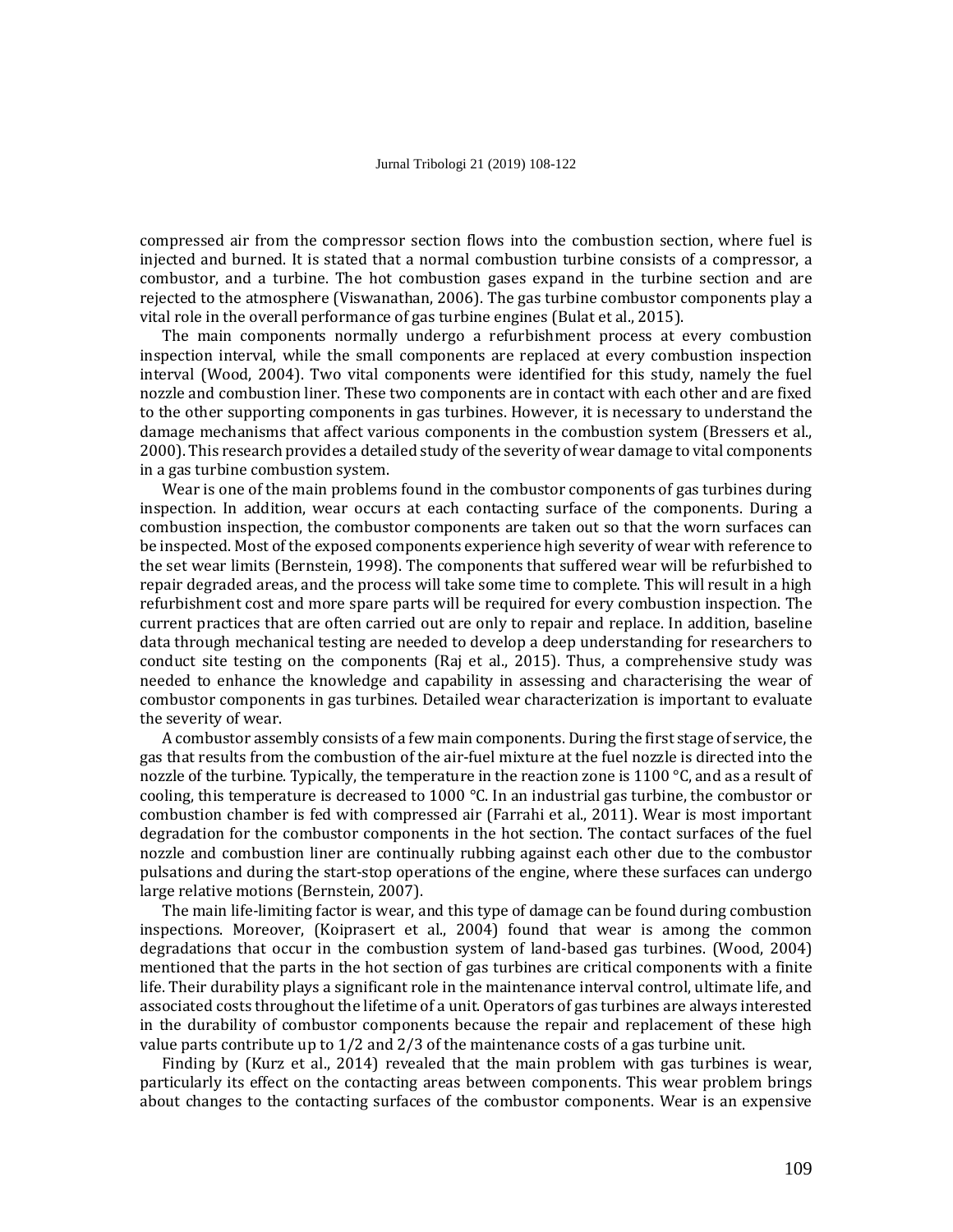compressed air from the compressor section flows into the combustion section, where fuel is injected and burned. It is stated that a normal combustion turbine consists of a compressor, a combustor, and a turbine. The hot combustion gases expand in the turbine section and are rejected to the atmosphere (Viswanathan, 2006). The gas turbine combustor components play a vital role in the overall performance of gas turbine engines (Bulat et al., 2015).

The main components normally undergo a refurbishment process at every combustion inspection interval, while the small components are replaced at every combustion inspection interval (Wood, 2004). Two vital components were identified for this study, namely the fuel nozzle and combustion liner. These two components are in contact with each other and are fixed to the other supporting components in gas turbines. However, it is necessary to understand the damage mechanisms that affect various components in the combustion system (Bressers et al., 2000). This research provides a detailed study of the severity of wear damage to vital components in a gas turbine combustion system.

Wear is one of the main problems found in the combustor components of gas turbines during inspection. In addition, wear occurs at each contacting surface of the components. During a combustion inspection, the combustor components are taken out so that the worn surfaces can be inspected. Most of the exposed components experience high severity of wear with reference to the set wear limits (Bernstein, 1998). The components that suffered wear will be refurbished to repair degraded areas, and the process will take some time to complete. This will result in a high refurbishment cost and more spare parts will be required for every combustion inspection. The current practices that are often carried out are only to repair and replace. In addition, baseline data through mechanical testing are needed to develop a deep understanding for researchers to conduct site testing on the components (Raj et al., 2015). Thus, a comprehensive study was needed to enhance the knowledge and capability in assessing and characterising the wear of combustor components in gas turbines. Detailed wear characterization is important to evaluate the severity of wear.

A combustor assembly consists of a few main components. During the first stage of service, the gas that results from the combustion of the air-fuel mixture at the fuel nozzle is directed into the nozzle of the turbine. Typically, the temperature in the reaction zone is 1100 °C, and as a result of cooling, this temperature is decreased to 1000 °C. In an industrial gas turbine, the combustor or combustion chamber is fed with compressed air (Farrahi et al., 2011). Wear is most important degradation for the combustor components in the hot section. The contact surfaces of the fuel nozzle and combustion liner are continually rubbing against each other due to the combustor pulsations and during the start-stop operations of the engine, where these surfaces can undergo large relative motions (Bernstein, 2007).

The main life-limiting factor is wear, and this type of damage can be found during combustion inspections. Moreover, (Koiprasert et al., 2004) found that wear is among the common degradations that occur in the combustion system of land-based gas turbines. (Wood, 2004) mentioned that the parts in the hot section of gas turbines are critical components with a finite life. Their durability plays a significant role in the maintenance interval control, ultimate life, and associated costs throughout the lifetime of a unit. Operators of gas turbines are always interested in the durability of combustor components because the repair and replacement of these high value parts contribute up to 1/2 and 2/3 of the maintenance costs of a gas turbine unit.

Finding by (Kurz et al., 2014) revealed that the main problem with gas turbines is wear, particularly its effect on the contacting areas between components. This wear problem brings about changes to the contacting surfaces of the combustor components. Wear is an expensive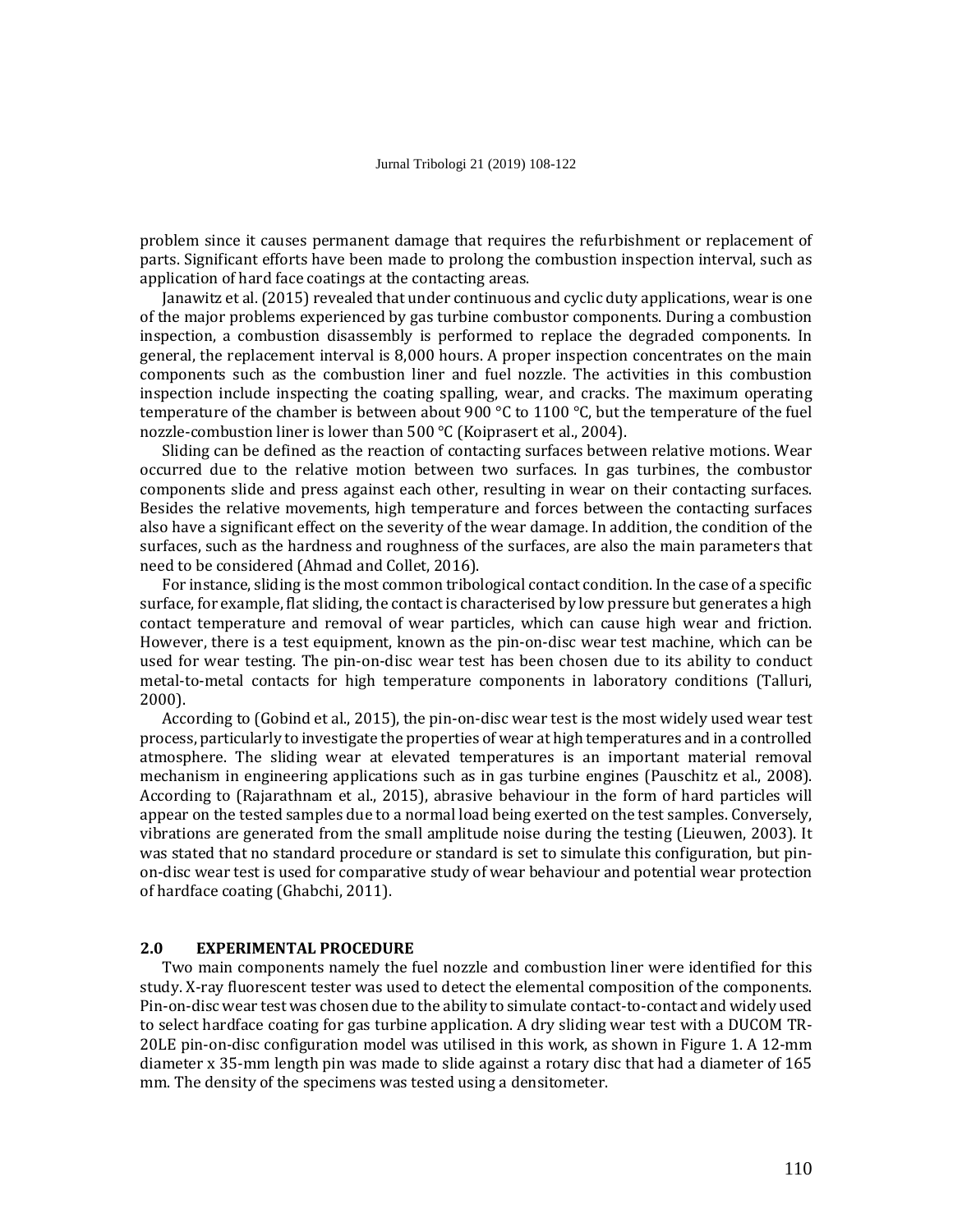problem since it causes permanent damage that requires the refurbishment or replacement of parts. Significant efforts have been made to prolong the combustion inspection interval, such as application of hard face coatings at the contacting areas.

Janawitz et al. (2015) revealed that under continuous and cyclic duty applications, wear is one of the major problems experienced by gas turbine combustor components. During a combustion inspection, a combustion disassembly is performed to replace the degraded components. In general, the replacement interval is 8,000 hours. A proper inspection concentrates on the main components such as the combustion liner and fuel nozzle. The activities in this combustion inspection include inspecting the coating spalling, wear, and cracks. The maximum operating temperature of the chamber is between about 900 °C to 1100 °C, but the temperature of the fuel nozzle-combustion liner is lower than 500 °C (Koiprasert et al., 2004).

Sliding can be defined as the reaction of contacting surfaces between relative motions. Wear occurred due to the relative motion between two surfaces. In gas turbines, the combustor components slide and press against each other, resulting in wear on their contacting surfaces. Besides the relative movements, high temperature and forces between the contacting surfaces also have a significant effect on the severity of the wear damage. In addition, the condition of the surfaces, such as the hardness and roughness of the surfaces, are also the main parameters that need to be considered (Ahmad and Collet, 2016).

For instance, sliding is the most common tribological contact condition. In the case of a specific surface, for example, flat sliding, the contact is characterised by low pressure but generates a high contact temperature and removal of wear particles, which can cause high wear and friction. However, there is a test equipment, known as the pin-on-disc wear test machine, which can be used for wear testing. The pin-on-disc wear test has been chosen due to its ability to conduct metal-to-metal contacts for high temperature components in laboratory conditions (Talluri, 2000).

According to (Gobind et al., 2015), the pin-on-disc wear test is the most widely used wear test process, particularly to investigate the properties of wear at high temperatures and in a controlled atmosphere. The sliding wear at elevated temperatures is an important material removal mechanism in engineering applications such as in gas turbine engines (Pauschitz et al., 2008). According to (Rajarathnam et al., 2015), abrasive behaviour in the form of hard particles will appear on the tested samples due to a normal load being exerted on the test samples. Conversely, vibrations are generated from the small amplitude noise during the testing (Lieuwen, 2003). It was stated that no standard procedure or standard is set to simulate this configuration, but pin-on-disc wear test is used for comparative study of wear behaviour and potential wear protection of hardface coating (Ghabchi, 2011).

## 2.0 EXPERIMENTAL PROCEDURE

Two main components namely the fuel nozzle and combustion liner were identified for this study. X-ray fluorescent tester was used to detect the elemental composition of the components. Pin-on-disc wear test was chosen due to the ability to simulate contact-to-contact and widely used to select hardface coating for gas turbine application. A dry sliding wear test with a DUCOM TR-20LE pin-on-disc configuration model was utilised in this work, as shown in Figure 1. A 12-mm diameter x 35-mm length pin was made to slide against a rotary disc that had a diameter of 165 mm. The density of the specimens was tested using a densitometer.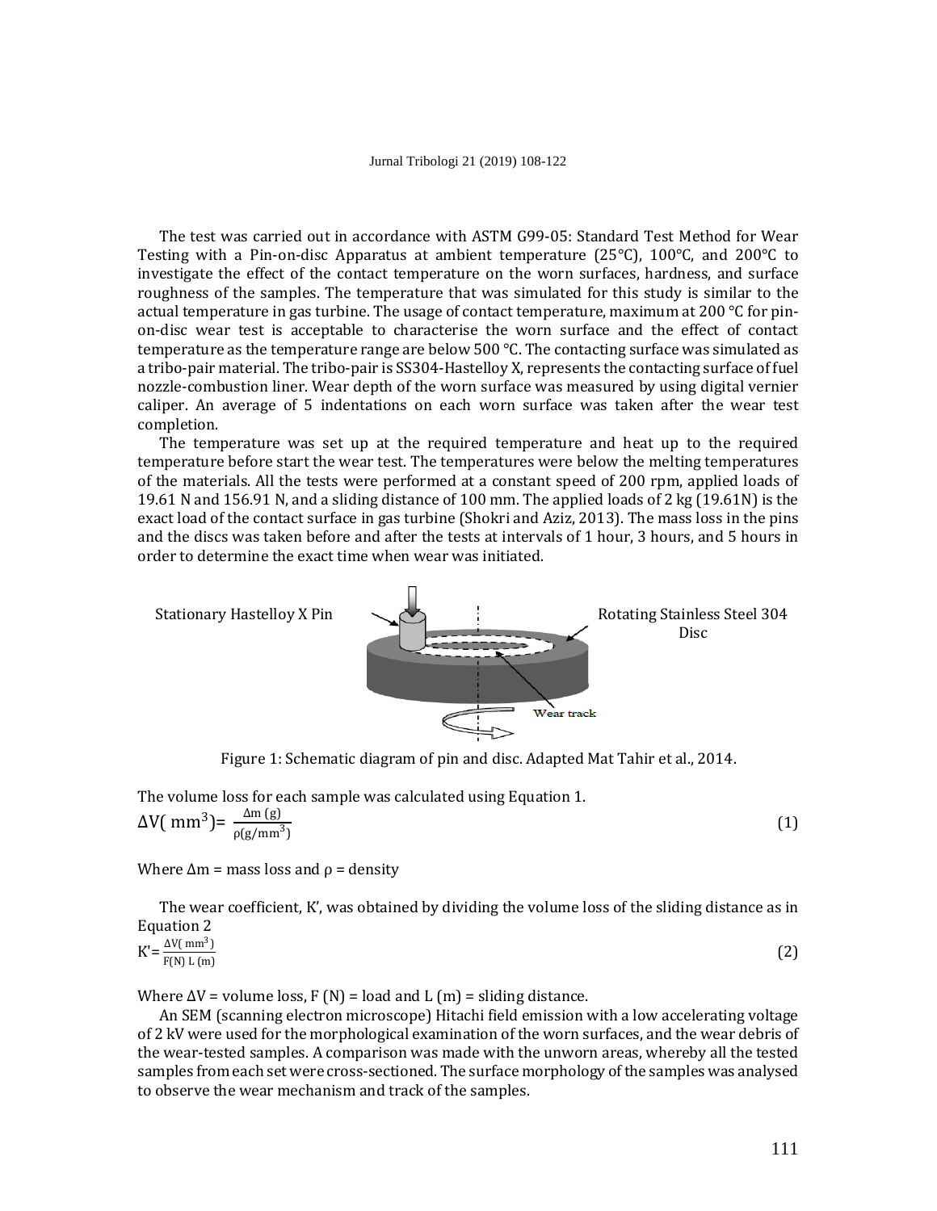The test was carried out in accordance with ASTM G99-05: Standard Test Method for Wear Testing with a Pin-on-disc Apparatus at ambient temperature (25°C), 100°C, and 200°C to investigate the effect of the contact temperature on the worn surfaces, hardness, and surface roughness of the samples. The temperature that was simulated for this study is similar to the actual temperature in gas turbine. The usage of contact temperature, maximum at 200 °C for pin-on-disc wear test is acceptable to characterise the worn surface and the effect of contact temperature as the temperature range are below 500 °C. The contacting surface was simulated as a tribo-pair material. The tribo-pair is SS304-Hastelloy X, represents the contacting surface of fuel nozzle-combustion liner. Wear depth of the worn surface was measured by using digital vernier caliper. An average of 5 indentations on each worn surface was taken after the wear test completion.

The temperature was set up at the required temperature and heat up to the required temperature before start the wear test. The temperatures were below the melting temperatures of the materials. All the tests were performed at a constant speed of 200 rpm, applied loads of 19.61 N and 156.91 N, and a sliding distance of 100 mm. The applied loads of 2 kg (19.61N) is the exact load of the contact surface in gas turbine (Shokri and Aziz, 2013). The mass loss in the pins and the discs was taken before and after the tests at intervals of 1 hour, 3 hours, and 5 hours in order to determine the exact time when wear was initiated.

Stationary Hastelloy X Pin — Rotating Stainless Steel 304 Disc — Wear track

Figure 1: Schematic diagram of pin and disc. Adapted Mat Tahir et al., 2014.

The volume loss for each sample was calculated using Equation 1.

$$\Delta V(\text{ mm}^3) = \frac{\Delta m\ (g)}{\rho (g/\text{mm}^3)} \quad (1)$$

Where Δm = mass loss and ρ = density

The wear coefficient, K', was obtained by dividing the volume loss of the sliding distance as in Equation 2

$$K' = \frac{\Delta V(\text{ mm}^3)}{F(N)\ L\ (m)} \quad (2)$$

Where ΔV = volume loss, F (N) = load and L (m) = sliding distance.

An SEM (scanning electron microscope) Hitachi field emission with a low accelerating voltage of 2 kV were used for the morphological examination of the worn surfaces, and the wear debris of the wear-tested samples. A comparison was made with the unworn areas, whereby all the tested samples from each set were cross-sectioned. The surface morphology of the samples was analysed to observe the wear mechanism and track of the samples.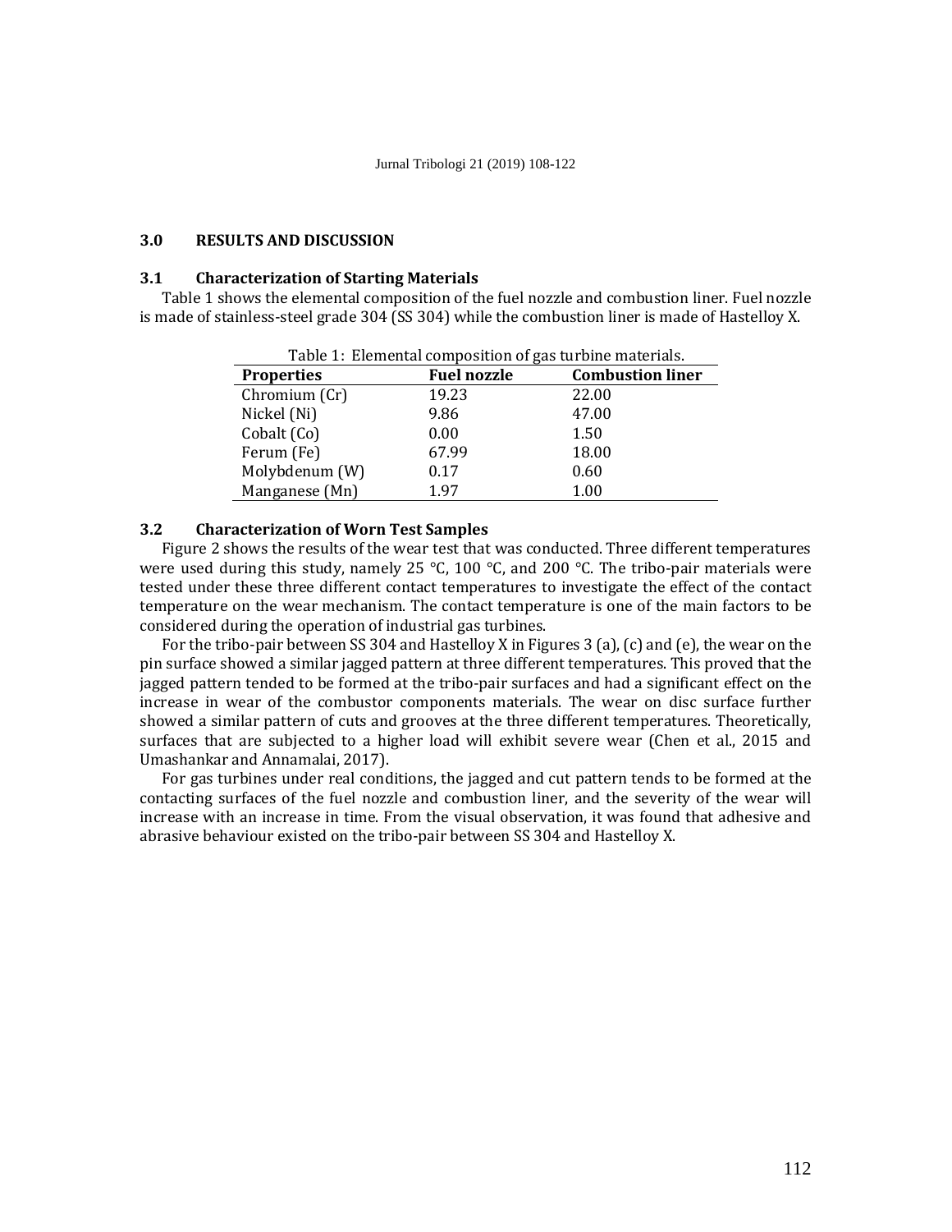## 3.0 RESULTS AND DISCUSSION

### 3.1 Characterization of Starting Materials

Table 1 shows the elemental composition of the fuel nozzle and combustion liner. Fuel nozzle is made of stainless-steel grade 304 (SS 304) while the combustion liner is made of Hastelloy X.

Table 1: Elemental composition of gas turbine materials.

| Properties | Fuel nozzle | Combustion liner |
|---|---|---|
| Chromium (Cr) | 19.23 | 22.00 |
| Nickel (Ni) | 9.86 | 47.00 |
| Cobalt (Co) | 0.00 | 1.50 |
| Ferum (Fe) | 67.99 | 18.00 |
| Molybdenum (W) | 0.17 | 0.60 |
| Manganese (Mn) | 1.97 | 1.00 |

### 3.2 Characterization of Worn Test Samples

Figure 2 shows the results of the wear test that was conducted. Three different temperatures were used during this study, namely 25 °C, 100 °C, and 200 °C. The tribo-pair materials were tested under these three different contact temperatures to investigate the effect of the contact temperature on the wear mechanism. The contact temperature is one of the main factors to be considered during the operation of industrial gas turbines.

For the tribo-pair between SS 304 and Hastelloy X in Figures 3 (a), (c) and (e), the wear on the pin surface showed a similar jagged pattern at three different temperatures. This proved that the jagged pattern tended to be formed at the tribo-pair surfaces and had a significant effect on the increase in wear of the combustor components materials. The wear on disc surface further showed a similar pattern of cuts and grooves at the three different temperatures. Theoretically, surfaces that are subjected to a higher load will exhibit severe wear (Chen et al., 2015 and Umashankar and Annamalai, 2017).

For gas turbines under real conditions, the jagged and cut pattern tends to be formed at the contacting surfaces of the fuel nozzle and combustion liner, and the severity of the wear will increase with an increase in time. From the visual observation, it was found that adhesive and abrasive behaviour existed on the tribo-pair between SS 304 and Hastelloy X.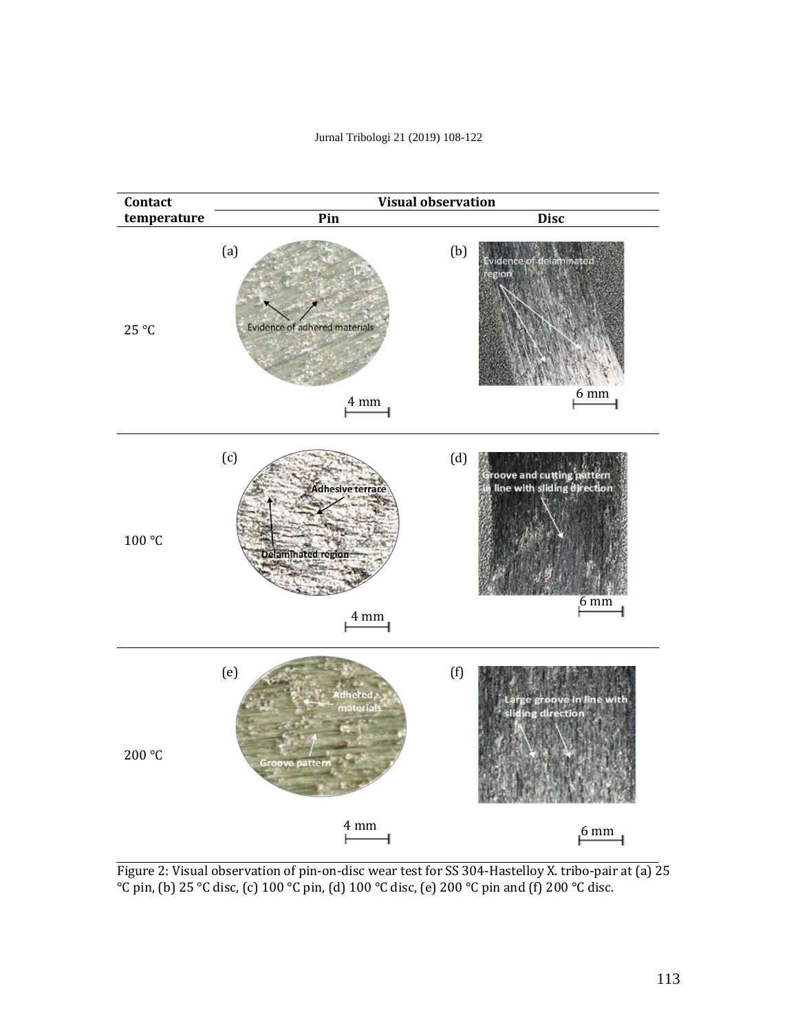| Contact temperature | Visual observation | |
|---|---|---|
| | Pin | Disc |
| 25 °C | (a) | (b) |
| 100 °C | (c) | (d) |
| 200 °C | (e) | (f) |

Figure 2: Visual observation of pin-on-disc wear test for SS 304-Hastelloy X. tribo-pair at (a) 25 °C pin, (b) 25 °C disc, (c) 100 °C pin, (d) 100 °C disc, (e) 200 °C pin and (f) 200 °C disc.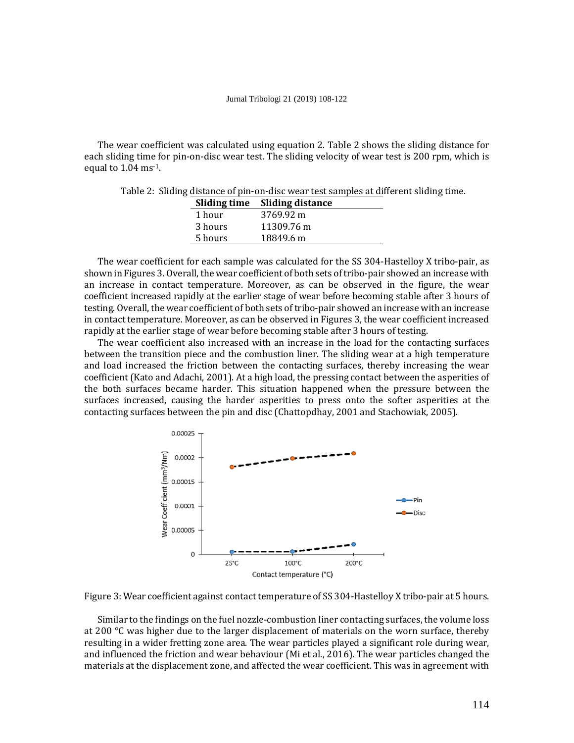The wear coefficient was calculated using equation 2. Table 2 shows the sliding distance for each sliding time for pin-on-disc wear test. The sliding velocity of wear test is 200 rpm, which is equal to 1.04 $ms^{-1}$.

Table 2: Sliding distance of pin-on-disc wear test samples at different sliding time.

| Sliding time | Sliding distance |
| --- | --- |
| 1 hour | 3769.92 m |
| 3 hours | 11309.76 m |
| 5 hours | 18849.6 m |

The wear coefficient for each sample was calculated for the SS 304-Hastelloy X tribo-pair, as shown in Figures 3. Overall, the wear coefficient of both sets of tribo-pair showed an increase with an increase in contact temperature. Moreover, as can be observed in the figure, the wear coefficient increased rapidly at the earlier stage of wear before becoming stable after 3 hours of testing. Overall, the wear coefficient of both sets of tribo-pair showed an increase with an increase in contact temperature. Moreover, as can be observed in Figures 3, the wear coefficient increased rapidly at the earlier stage of wear before becoming stable after 3 hours of testing.

The wear coefficient also increased with an increase in the load for the contacting surfaces between the transition piece and the combustion liner. The sliding wear at a high temperature and load increased the friction between the contacting surfaces, thereby increasing the wear coefficient (Kato and Adachi, 2001). At a high load, the pressing contact between the asperities of the both surfaces became harder. This situation happened when the pressure between the surfaces increased, causing the harder asperities to press onto the softer asperities at the contacting surfaces between the pin and disc (Chattopdhay, 2001 and Stachowiak, 2005).

Figure 3: Wear coefficient against contact temperature of SS 304-Hastelloy X tribo-pair at 5 hours.

Similar to the findings on the fuel nozzle-combustion liner contacting surfaces, the volume loss at 200 °C was higher due to the larger displacement of materials on the worn surface, thereby resulting in a wider fretting zone area. The wear particles played a significant role during wear, and influenced the friction and wear behaviour (Mi et al., 2016). The wear particles changed the materials at the displacement zone, and affected the wear coefficient. This was in agreement with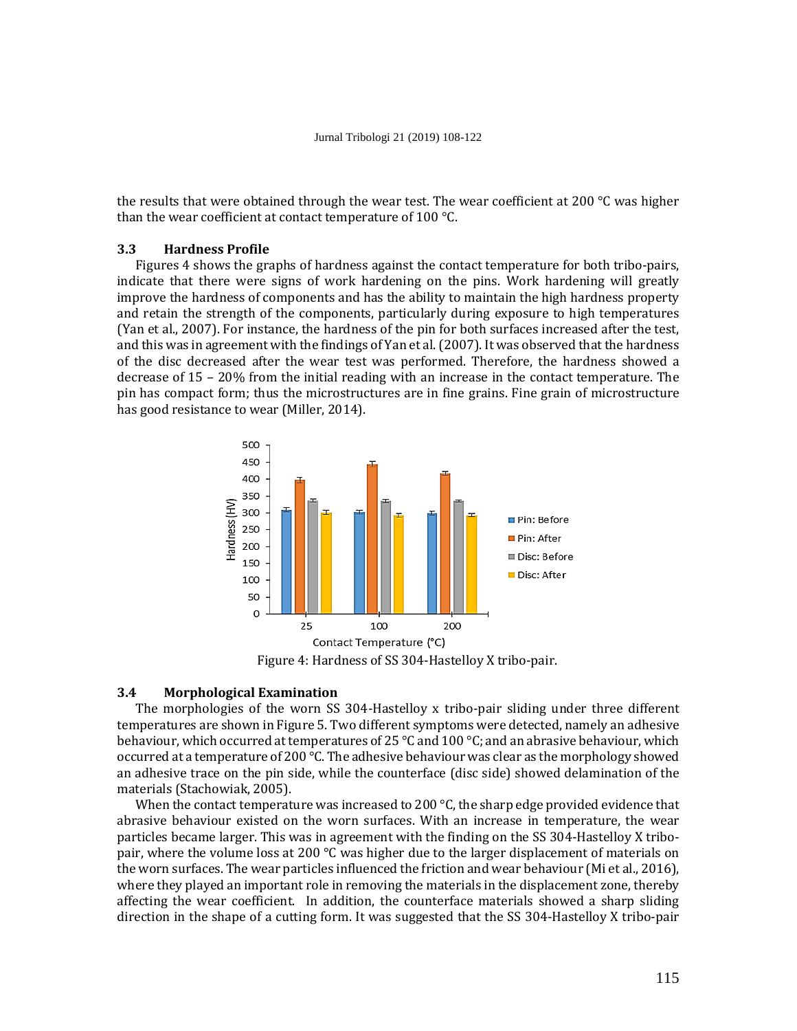the results that were obtained through the wear test. The wear coefficient at 200 °C was higher than the wear coefficient at contact temperature of 100 °C.

### 3.3 Hardness Profile

Figures 4 shows the graphs of hardness against the contact temperature for both tribo-pairs, indicate that there were signs of work hardening on the pins. Work hardening will greatly improve the hardness of components and has the ability to maintain the high hardness property and retain the strength of the components, particularly during exposure to high temperatures (Yan et al., 2007). For instance, the hardness of the pin for both surfaces increased after the test, and this was in agreement with the findings of Yan et al. (2007). It was observed that the hardness of the disc decreased after the wear test was performed. Therefore, the hardness showed a decrease of 15 – 20% from the initial reading with an increase in the contact temperature. The pin has compact form; thus the microstructures are in fine grains. Fine grain of microstructure has good resistance to wear (Miller, 2014).

Figure 4: Hardness of SS 304-Hastelloy X tribo-pair.

### 3.4 Morphological Examination

The morphologies of the worn SS 304-Hastelloy x tribo-pair sliding under three different temperatures are shown in Figure 5. Two different symptoms were detected, namely an adhesive behaviour, which occurred at temperatures of 25 °C and 100 °C; and an abrasive behaviour, which occurred at a temperature of 200 °C. The adhesive behaviour was clear as the morphology showed an adhesive trace on the pin side, while the counterface (disc side) showed delamination of the materials (Stachowiak, 2005).

When the contact temperature was increased to 200 °C, the sharp edge provided evidence that abrasive behaviour existed on the worn surfaces. With an increase in temperature, the wear particles became larger. This was in agreement with the finding on the SS 304-Hastelloy X tribo-pair, where the volume loss at 200 °C was higher due to the larger displacement of materials on the worn surfaces. The wear particles influenced the friction and wear behaviour (Mi et al., 2016), where they played an important role in removing the materials in the displacement zone, thereby affecting the wear coefficient. In addition, the counterface materials showed a sharp sliding direction in the shape of a cutting form. It was suggested that the SS 304-Hastelloy X tribo-pair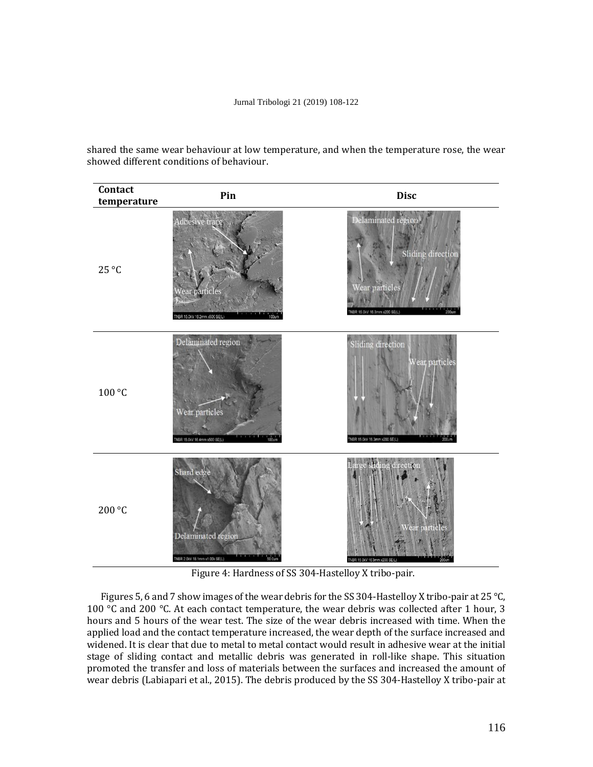shared the same wear behaviour at low temperature, and when the temperature rose, the wear showed different conditions of behaviour.

| Contact temperature | Pin | Disc |
|---|---|---|
| 25 °C | | |
| 100 °C | | |
| 200 °C | | |

Figure 4: Hardness of SS 304-Hastelloy X tribo-pair.

Figures 5, 6 and 7 show images of the wear debris for the SS 304-Hastelloy X tribo-pair at 25 °C, 100 °C and 200 °C. At each contact temperature, the wear debris was collected after 1 hour, 3 hours and 5 hours of the wear test. The size of the wear debris increased with time. When the applied load and the contact temperature increased, the wear depth of the surface increased and widened. It is clear that due to metal to metal contact would result in adhesive wear at the initial stage of sliding contact and metallic debris was generated in roll-like shape. This situation promoted the transfer and loss of materials between the surfaces and increased the amount of wear debris (Labiapari et al., 2015). The debris produced by the SS 304-Hastelloy X tribo-pair at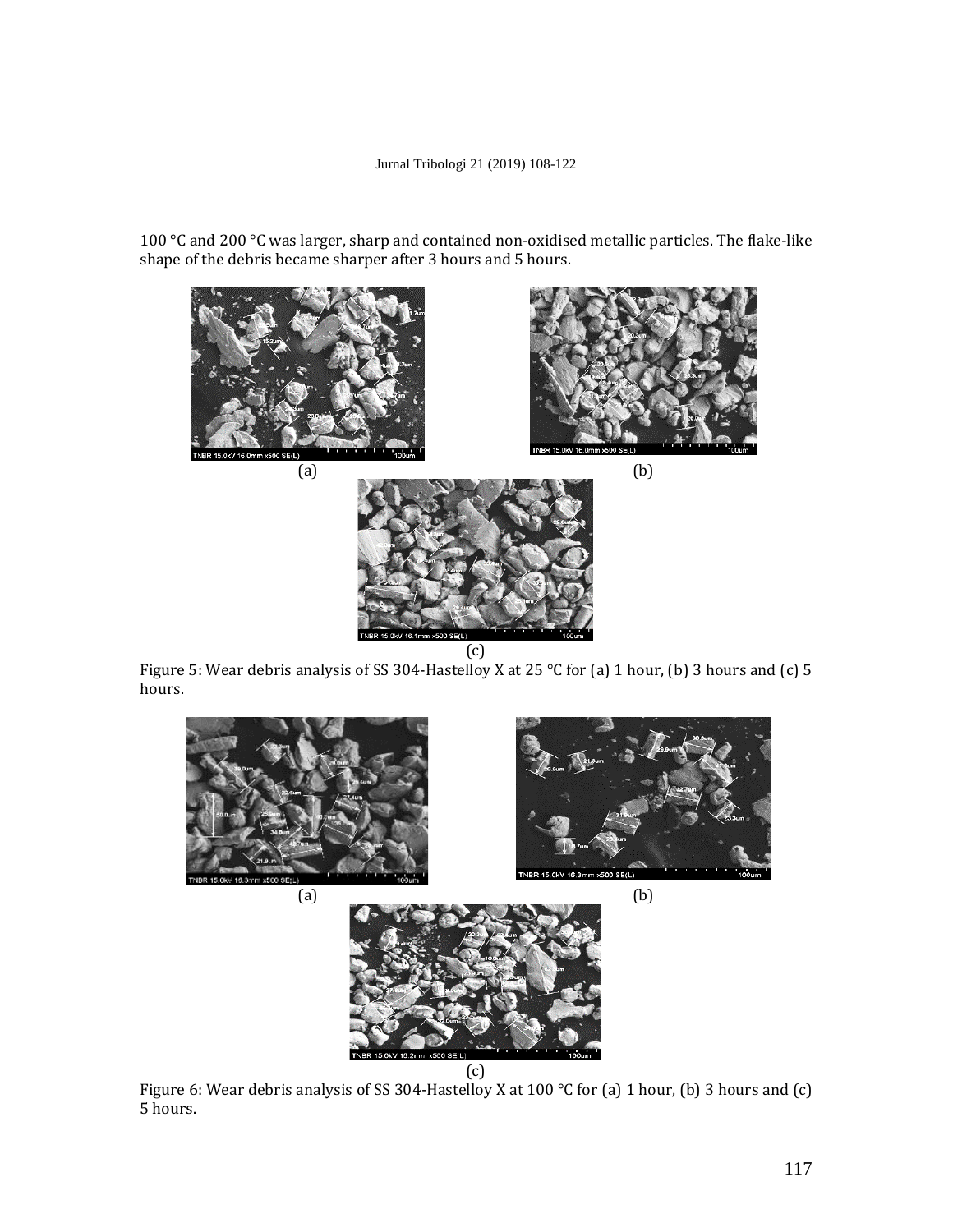100 °C and 200 °C was larger, sharp and contained non-oxidised metallic particles. The flake-like shape of the debris became sharper after 3 hours and 5 hours.

(a)

(b)

(c)

Figure 5: Wear debris analysis of SS 304-Hastelloy X at 25 °C for (a) 1 hour, (b) 3 hours and (c) 5 hours.

(a)

(b)

(c)

Figure 6: Wear debris analysis of SS 304-Hastelloy X at 100 °C for (a) 1 hour, (b) 3 hours and (c) 5 hours.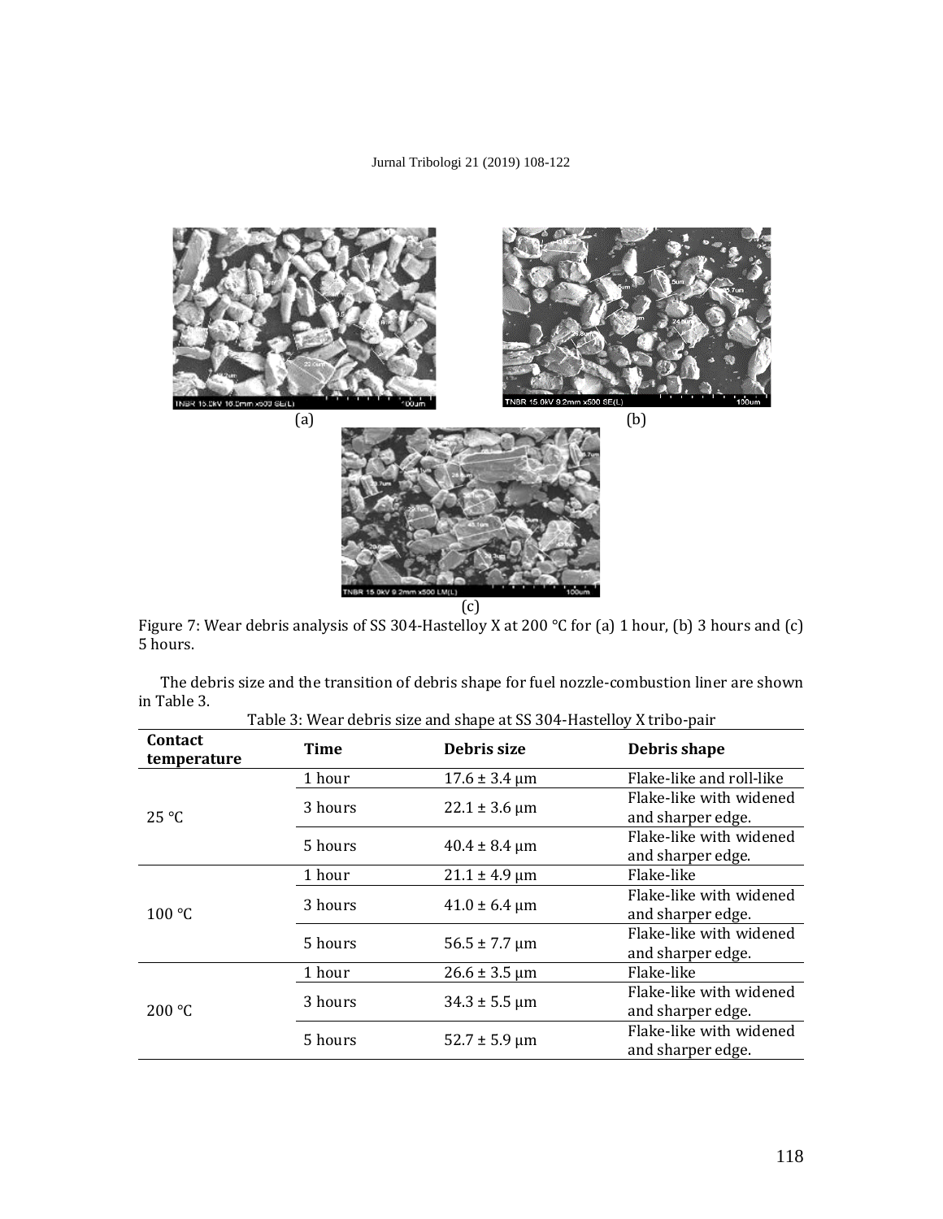Figure 7: Wear debris analysis of SS 304-Hastelloy X at 200 °C for (a) 1 hour, (b) 3 hours and (c) 5 hours.

The debris size and the transition of debris shape for fuel nozzle-combustion liner are shown in Table 3.

Table 3: Wear debris size and shape at SS 304-Hastelloy X tribo-pair

| Contact temperature | Time | Debris size | Debris shape |
|---|---|---|---|
| 25 °C | 1 hour | 17.6 ± 3.4 μm | Flake-like and roll-like |
| | 3 hours | 22.1 ± 3.6 μm | Flake-like with widened and sharper edge. |
| | 5 hours | 40.4 ± 8.4 μm | Flake-like with widened and sharper edge. |
| 100 °C | 1 hour | 21.1 ± 4.9 μm | Flake-like |
| | 3 hours | 41.0 ± 6.4 μm | Flake-like with widened and sharper edge. |
| | 5 hours | 56.5 ± 7.7 μm | Flake-like with widened and sharper edge. |
| 200 °C | 1 hour | 26.6 ± 3.5 μm | Flake-like |
| | 3 hours | 34.3 ± 5.5 μm | Flake-like with widened and sharper edge. |
| | 5 hours | 52.7 ± 5.9 μm | Flake-like with widened and sharper edge. |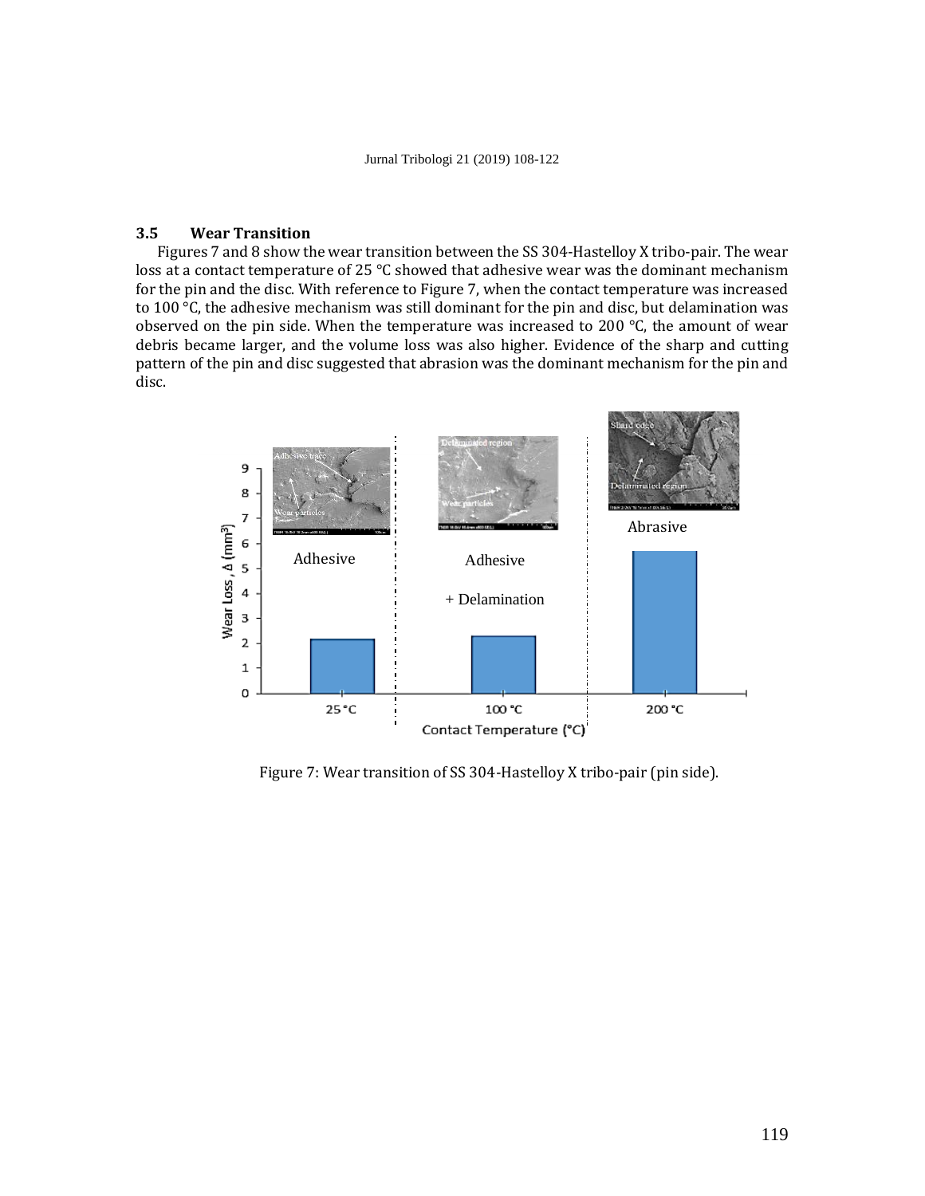## 3.5 Wear Transition

Figures 7 and 8 show the wear transition between the SS 304-Hastelloy X tribo-pair. The wear loss at a contact temperature of 25 °C showed that adhesive wear was the dominant mechanism for the pin and the disc. With reference to Figure 7, when the contact temperature was increased to 100 °C, the adhesive mechanism was still dominant for the pin and disc, but delamination was observed on the pin side. When the temperature was increased to 200 °C, the amount of wear debris became larger, and the volume loss was also higher. Evidence of the sharp and cutting pattern of the pin and disc suggested that abrasion was the dominant mechanism for the pin and disc.

Figure 7: Wear transition of SS 304-Hastelloy X tribo-pair (pin side).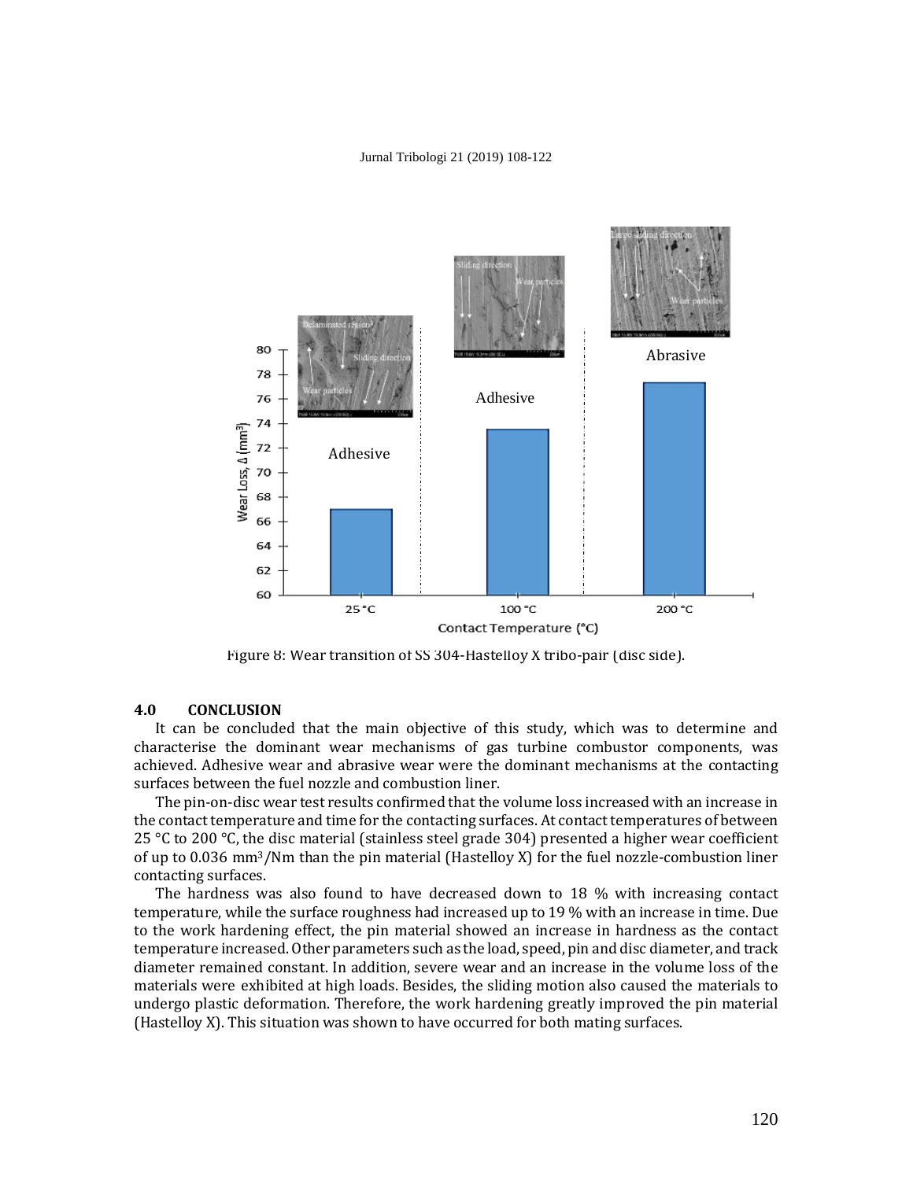Figure 8: Wear transition of SS 304-Hastelloy X tribo-pair (disc side).

## 4.0 CONCLUSION

It can be concluded that the main objective of this study, which was to determine and characterise the dominant wear mechanisms of gas turbine combustor components, was achieved. Adhesive wear and abrasive wear were the dominant mechanisms at the contacting surfaces between the fuel nozzle and combustion liner.

The pin-on-disc wear test results confirmed that the volume loss increased with an increase in the contact temperature and time for the contacting surfaces. At contact temperatures of between 25 °C to 200 °C, the disc material (stainless steel grade 304) presented a higher wear coefficient of up to 0.036 $mm^3$/Nm than the pin material (Hastelloy X) for the fuel nozzle-combustion liner contacting surfaces.

The hardness was also found to have decreased down to 18 % with increasing contact temperature, while the surface roughness had increased up to 19 % with an increase in time. Due to the work hardening effect, the pin material showed an increase in hardness as the contact temperature increased. Other parameters such as the load, speed, pin and disc diameter, and track diameter remained constant. In addition, severe wear and an increase in the volume loss of the materials were exhibited at high loads. Besides, the sliding motion also caused the materials to undergo plastic deformation. Therefore, the work hardening greatly improved the pin material (Hastelloy X). This situation was shown to have occurred for both mating surfaces.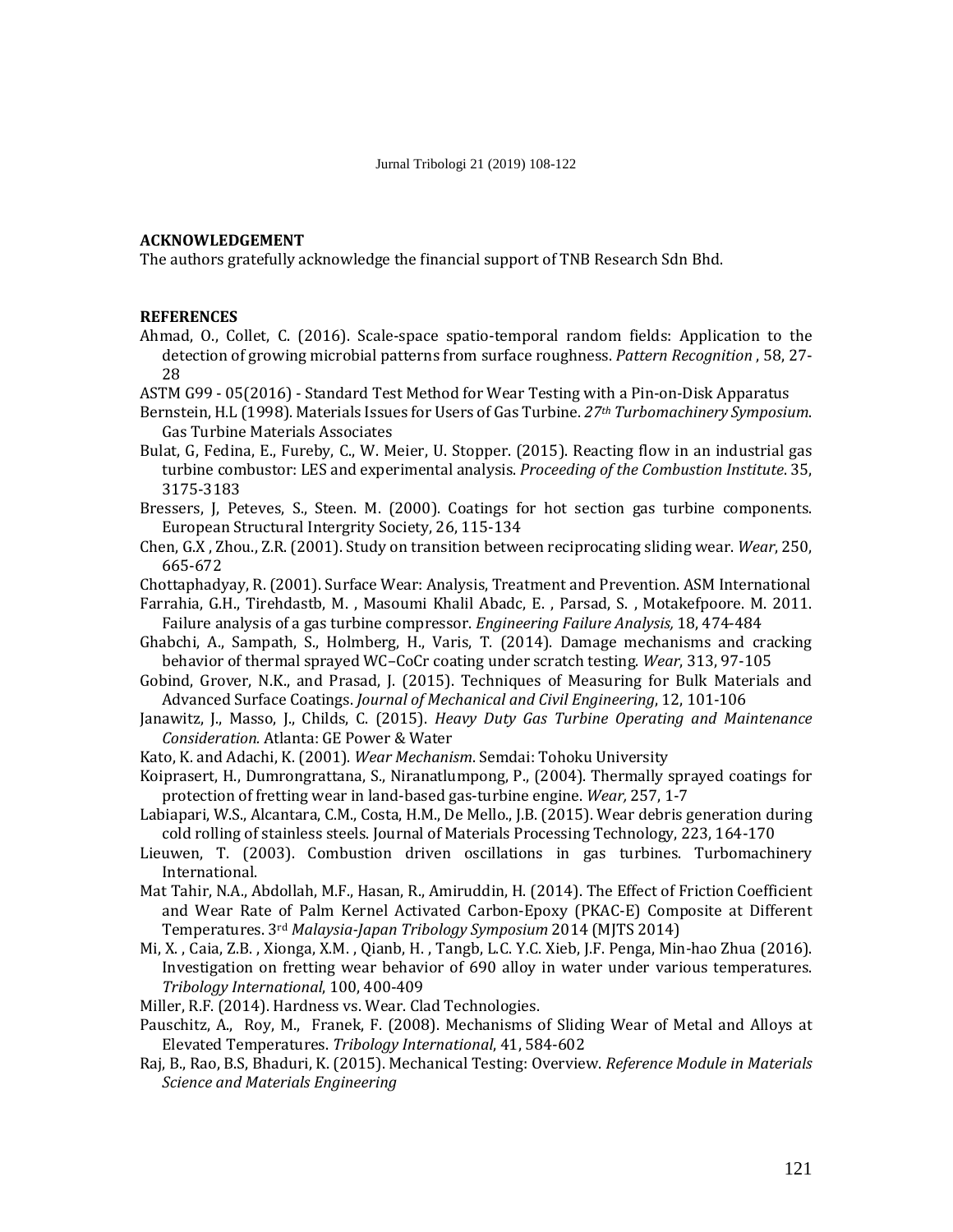## ACKNOWLEDGEMENT

The authors gratefully acknowledge the financial support of TNB Research Sdn Bhd.

## REFERENCES

Ahmad, O., Collet, C. (2016). Scale-space spatio-temporal random fields: Application to the detection of growing microbial patterns from surface roughness. *Pattern Recognition* , 58, 27-28

ASTM G99 - 05(2016) - Standard Test Method for Wear Testing with a Pin-on-Disk Apparatus

Bernstein, H.L (1998). Materials Issues for Users of Gas Turbine. *27th Turbomachinery Symposium*. Gas Turbine Materials Associates

Bulat, G, Fedina, E., Fureby, C., W. Meier, U. Stopper. (2015). Reacting flow in an industrial gas turbine combustor: LES and experimental analysis. *Proceeding of the Combustion Institute*. 35, 3175-3183

Bressers, J, Peteves, S., Steen. M. (2000). Coatings for hot section gas turbine components. European Structural Intergrity Society, 26, 115-134

Chen, G.X , Zhou., Z.R. (2001). Study on transition between reciprocating sliding wear. *Wear*, 250, 665-672

Chottaphadyay, R. (2001). Surface Wear: Analysis, Treatment and Prevention. ASM International

Farrahia, G.H., Tirehdastb, M. , Masoumi Khalil Abadc, E. , Parsad, S. , Motakefpoore. M. 2011. Failure analysis of a gas turbine compressor. *Engineering Failure Analysis,* 18, 474-484

Ghabchi, A., Sampath, S., Holmberg, H., Varis, T. (2014). Damage mechanisms and cracking behavior of thermal sprayed WC–CoCr coating under scratch testing. *Wear*, 313, 97-105

Gobind, Grover, N.K., and Prasad, J. (2015). Techniques of Measuring for Bulk Materials and Advanced Surface Coatings. *Journal of Mechanical and Civil Engineering*, 12, 101-106

Janawitz, J., Masso, J., Childs, C. (2015). *Heavy Duty Gas Turbine Operating and Maintenance Consideration.* Atlanta: GE Power & Water

Kato, K. and Adachi, K. (2001). *Wear Mechanism*. Semdai: Tohoku University

Koiprasert, H., Dumrongrattana, S., Niranatlumpong, P., (2004). Thermally sprayed coatings for protection of fretting wear in land-based gas-turbine engine. *Wear,* 257, 1-7

Labiapari, W.S., Alcantara, C.M., Costa, H.M., De Mello., J.B. (2015). Wear debris generation during cold rolling of stainless steels. Journal of Materials Processing Technology, 223, 164-170

Lieuwen, T. (2003). Combustion driven oscillations in gas turbines. Turbomachinery International.

Mat Tahir, N.A., Abdollah, M.F., Hasan, R., Amiruddin, H. (2014). The Effect of Friction Coefficient and Wear Rate of Palm Kernel Activated Carbon-Epoxy (PKAC-E) Composite at Different Temperatures. 3rd *Malaysia-Japan Tribology Symposium* 2014 (MJTS 2014)

Mi, X. , Caia, Z.B. , Xionga, X.M. , Qianb, H. , Tangb, L.C. Y.C. Xieb, J.F. Penga, Min-hao Zhua (2016). Investigation on fretting wear behavior of 690 alloy in water under various temperatures. *Tribology International*, 100, 400-409

Miller, R.F. (2014). Hardness vs. Wear. Clad Technologies.

Pauschitz, A., Roy, M., Franek, F. (2008). Mechanisms of Sliding Wear of Metal and Alloys at Elevated Temperatures. *Tribology International*, 41, 584-602

Raj, B., Rao, B.S, Bhaduri, K. (2015). Mechanical Testing: Overview. *Reference Module in Materials Science and Materials Engineering*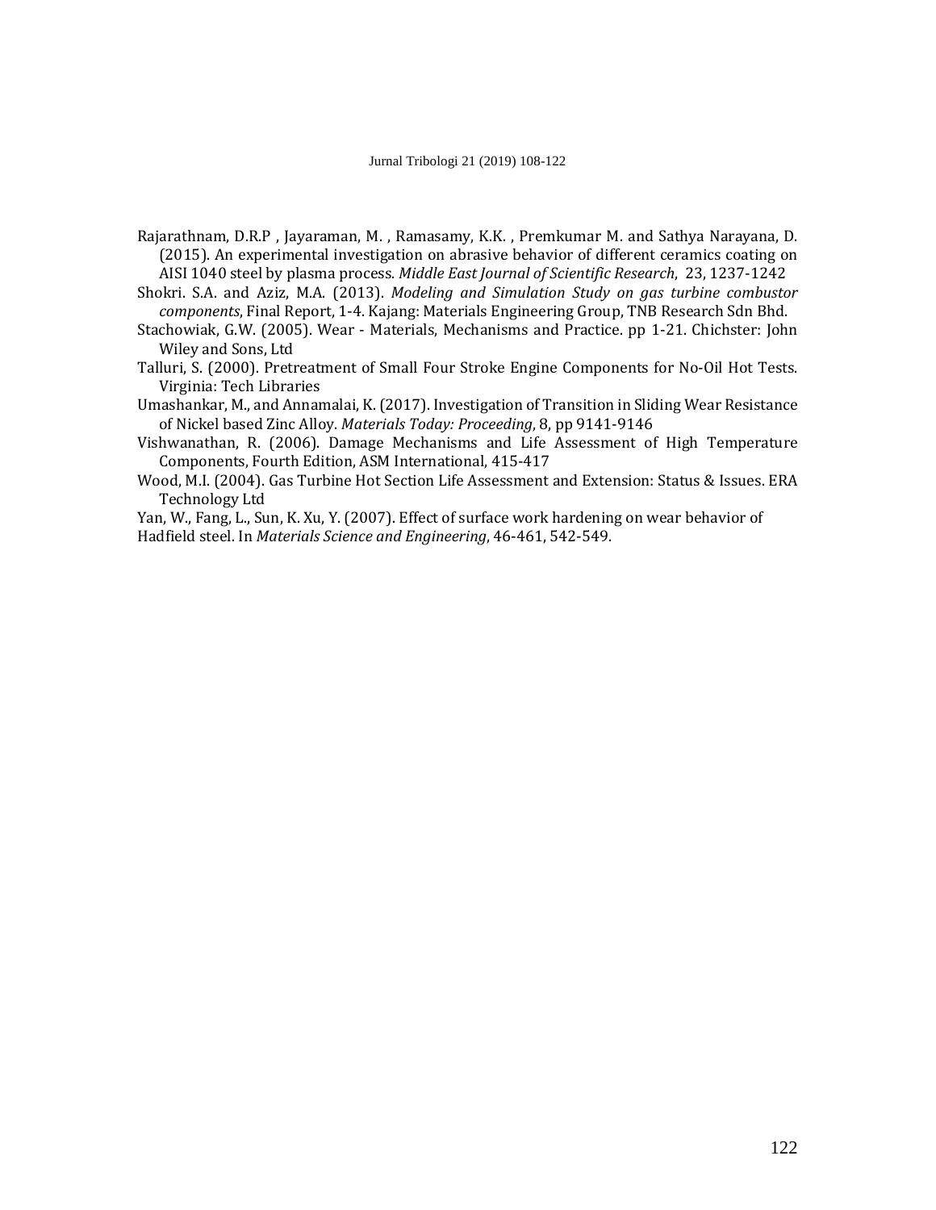Rajarathnam, D.R.P , Jayaraman, M. , Ramasamy, K.K. , Premkumar M. and Sathya Narayana, D. (2015). An experimental investigation on abrasive behavior of different ceramics coating on AISI 1040 steel by plasma process. *Middle East Journal of Scientific Research*, 23, 1237-1242

Shokri. S.A. and Aziz, M.A. (2013). *Modeling and Simulation Study on gas turbine combustor components*, Final Report, 1-4. Kajang: Materials Engineering Group, TNB Research Sdn Bhd.

Stachowiak, G.W. (2005). Wear - Materials, Mechanisms and Practice. pp 1-21. Chichster: John Wiley and Sons, Ltd

Talluri, S. (2000). Pretreatment of Small Four Stroke Engine Components for No-Oil Hot Tests. Virginia: Tech Libraries

Umashankar, M., and Annamalai, K. (2017). Investigation of Transition in Sliding Wear Resistance of Nickel based Zinc Alloy. *Materials Today: Proceeding*, 8, pp 9141-9146

Vishwanathan, R. (2006). Damage Mechanisms and Life Assessment of High Temperature Components, Fourth Edition, ASM International, 415-417

Wood, M.I. (2004). Gas Turbine Hot Section Life Assessment and Extension: Status & Issues. ERA Technology Ltd

Yan, W., Fang, L., Sun, K. Xu, Y. (2007). Effect of surface work hardening on wear behavior of Hadfield steel. In *Materials Science and Engineering*, 46-461, 542-549.